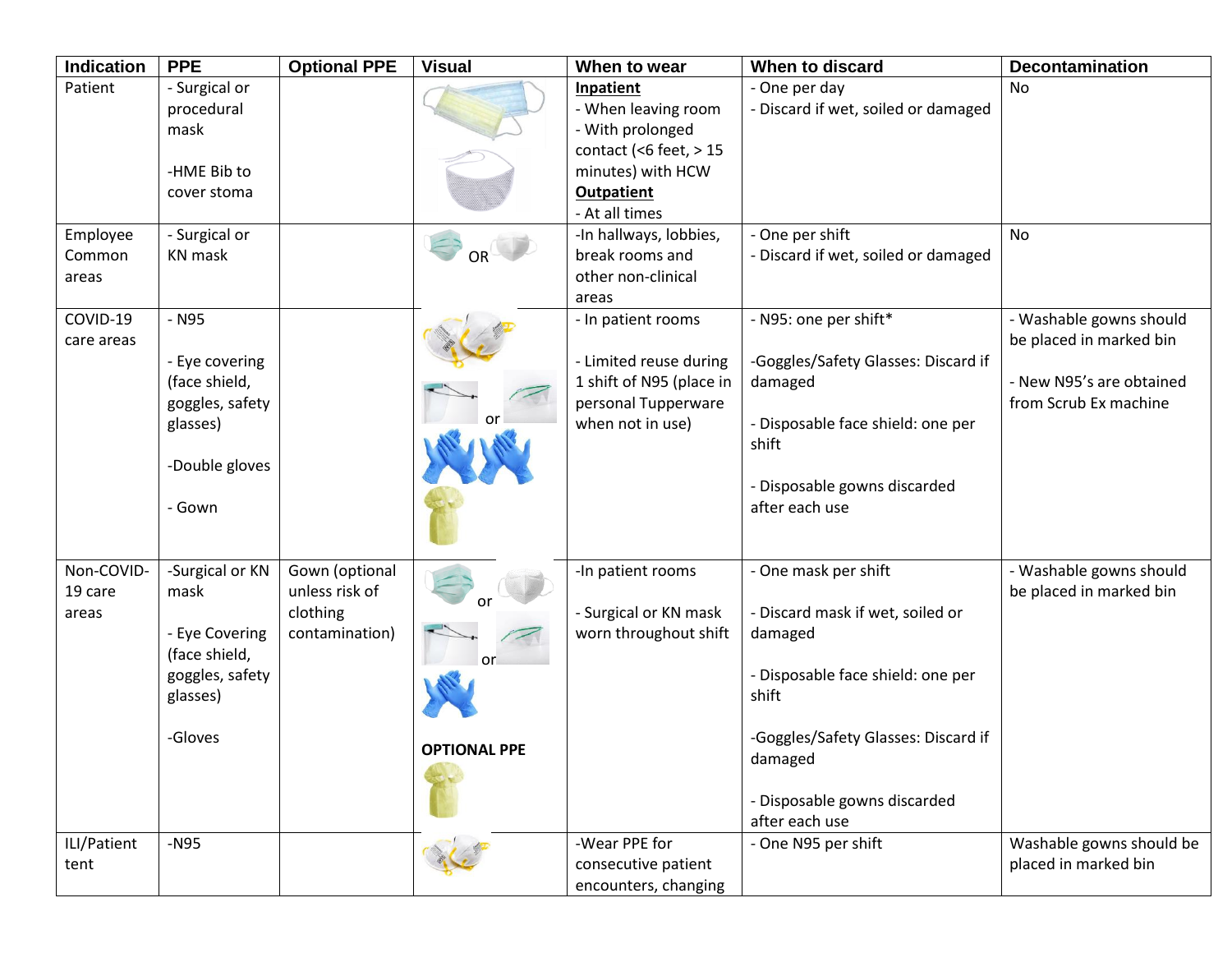| Indication | PPE | Optional PPE | Visual | When to wear | When to discard | Decontamination |
|---|---|---|---|---|---|---|
| Patient | - Surgical or procedural mask<br><br>-HME Bib to cover stoma | | | **Inpatient**<br>- When leaving room<br>- With prolonged contact (<6 feet, > 15 minutes) with HCW<br>**Outpatient**<br>- At all times | - One per day<br>- Discard if wet, soiled or damaged | No |
| Employee Common areas | - Surgical or KN mask | | OR | -In hallways, lobbies, break rooms and other non-clinical areas | - One per shift<br>- Discard if wet, soiled or damaged | No |
| COVID-19 care areas | - N95<br><br>- Eye covering (face shield, goggles, safety glasses)<br><br>-Double gloves<br><br>- Gown | | or | - In patient rooms<br><br>- Limited reuse during 1 shift of N95 (place in personal Tupperware when not in use) | - N95: one per shift*<br><br>-Goggles/Safety Glasses: Discard if damaged<br><br>- Disposable face shield: one per shift<br><br>- Disposable gowns discarded after each use | - Washable gowns should be placed in marked bin<br><br>- New N95's are obtained from Scrub Ex machine |
| Non-COVID-19 care areas | -Surgical or KN mask<br><br>- Eye Covering (face shield, goggles, safety glasses)<br><br>-Gloves | Gown (optional unless risk of clothing contamination) | or<br>or<br>**OPTIONAL PPE** | -In patient rooms<br><br>- Surgical or KN mask worn throughout shift | - One mask per shift<br><br>- Discard mask if wet, soiled or damaged<br><br>- Disposable face shield: one per shift<br><br>-Goggles/Safety Glasses: Discard if damaged<br><br>- Disposable gowns discarded after each use | - Washable gowns should be placed in marked bin |
| ILI/Patient tent | -N95 | | | -Wear PPE for consecutive patient encounters, changing | - One N95 per shift | Washable gowns should be placed in marked bin |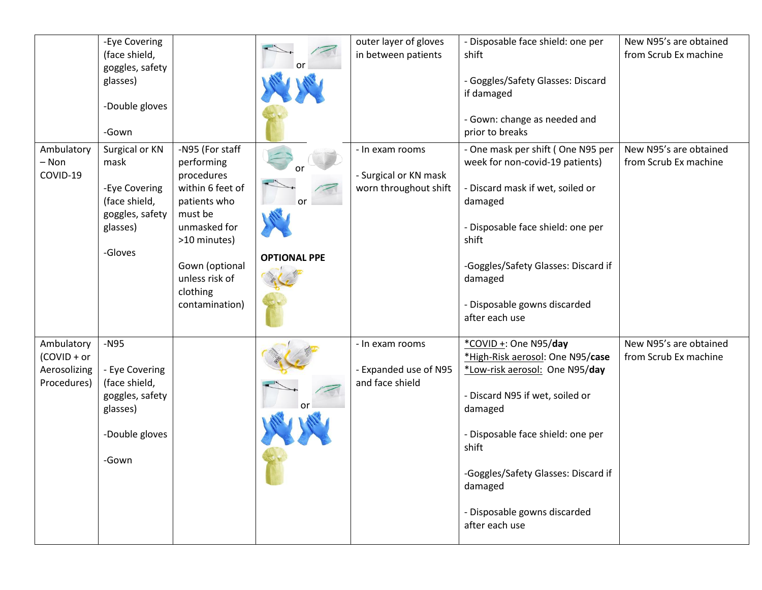| | -Eye Covering (face shield, goggles, safety glasses)<br><br>-Double gloves<br><br>-Gown | | or | outer layer of gloves in between patients | - Disposable face shield: one per shift<br><br>- Goggles/Safety Glasses: Discard if damaged<br><br>- Gown: change as needed and prior to breaks | New N95's are obtained from Scrub Ex machine |
|---|---|---|---|---|---|---|
| Ambulatory – Non COVID-19 | Surgical or KN mask<br><br>-Eye Covering (face shield, goggles, safety glasses)<br><br>-Gloves | -N95 (For staff performing procedures within 6 feet of patients who must be unmasked for >10 minutes)<br><br>Gown (optional unless risk of clothing contamination) | or<br><br>or<br><br>**OPTIONAL PPE** | - In exam rooms<br><br>- Surgical or KN mask worn throughout shift | - One mask per shift ( One N95 per week for non-covid-19 patients)<br><br>- Discard mask if wet, soiled or damaged<br><br>- Disposable face shield: one per shift<br><br>-Goggles/Safety Glasses: Discard if damaged<br><br>- Disposable gowns discarded after each use | New N95's are obtained from Scrub Ex machine |
| Ambulatory (COVID + or Aerosolizing Procedures) | -N95<br><br>- Eye Covering (face shield, goggles, safety glasses)<br><br>-Double gloves<br><br>-Gown | | or | - In exam rooms<br><br>- Expanded use of N95 and face shield | *COVID +: One N95/**day**<br>*High-Risk aerosol: One N95/**case**<br>*Low-risk aerosol: One N95/**day**<br><br>- Discard N95 if wet, soiled or damaged<br><br>- Disposable face shield: one per shift<br><br>-Goggles/Safety Glasses: Discard if damaged<br><br>- Disposable gowns discarded after each use | New N95's are obtained from Scrub Ex machine |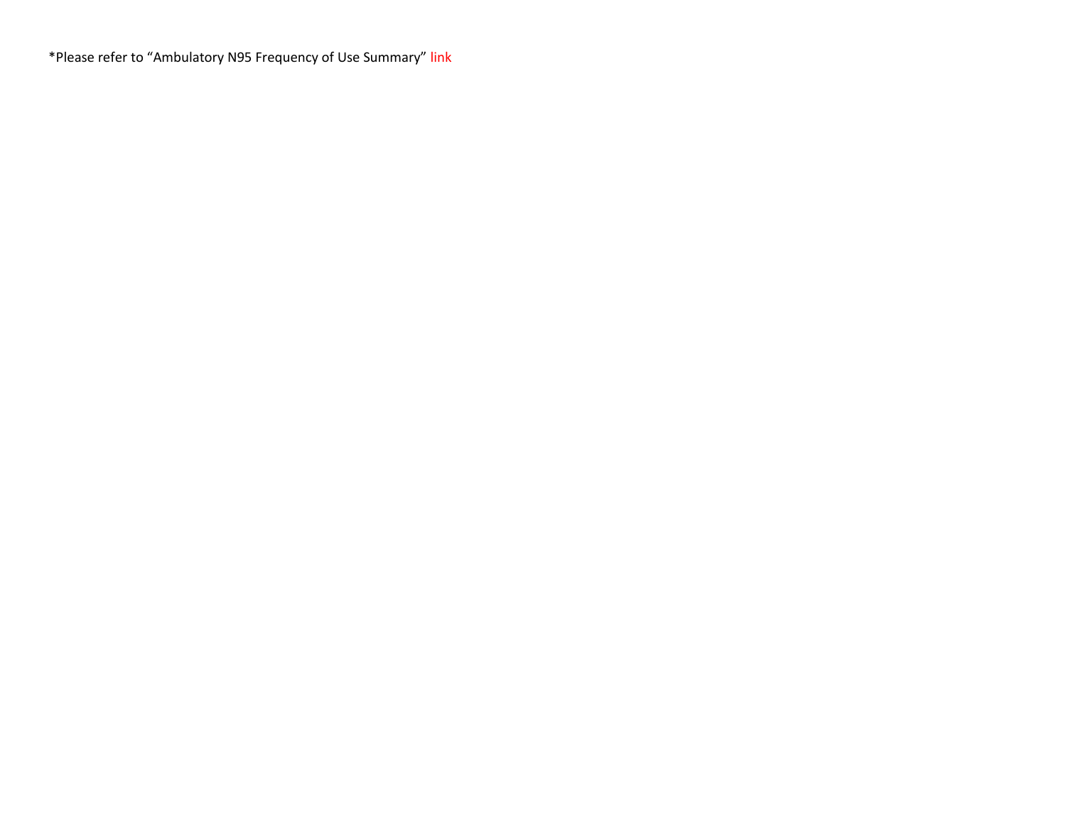*Please refer to "Ambulatory N95 Frequency of Use Summary" link